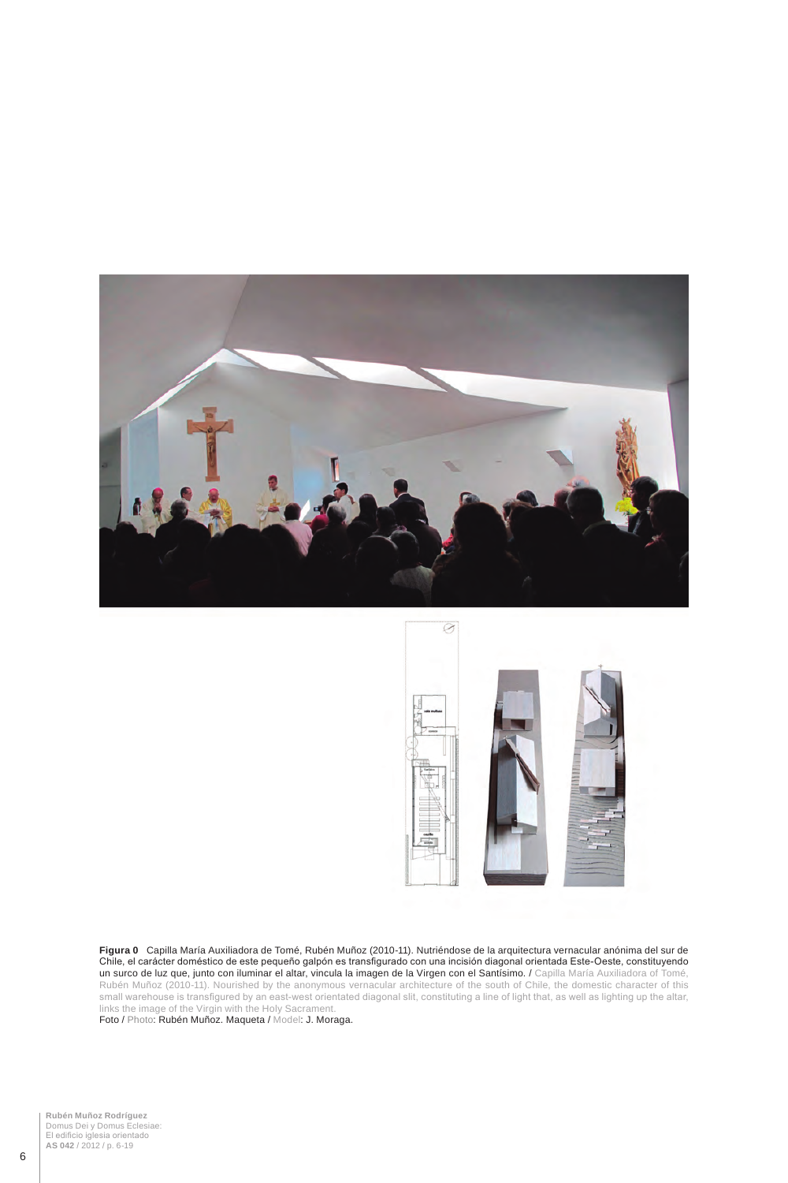**Figura 0** Capilla María Auxiliadora de Tomé, Rubén Muñoz (2010-11). Nutriéndose de la arquitectura vernacular anónima del sur de Chile, el carácter doméstico de este pequeño galpón es transfigurado con una incisión diagonal orientada Este-Oeste, constituyendo un surco de luz que, junto con iluminar el altar, vincula la imagen de la Virgen con el Santísimo. / Capilla María Auxiliadora of Tomé, Rubén Muñoz (2010-11). Nourished by the anonymous vernacular architecture of the south of Chile, the domestic character of this small warehouse is transfigured by an east-west orientated diagonal slit, constituting a line of light that, as well as lighting up the altar, links the image of the Virgin with the Holy Sacrament.
Foto / Photo: Rubén Muñoz. Maqueta / Model: J. Moraga.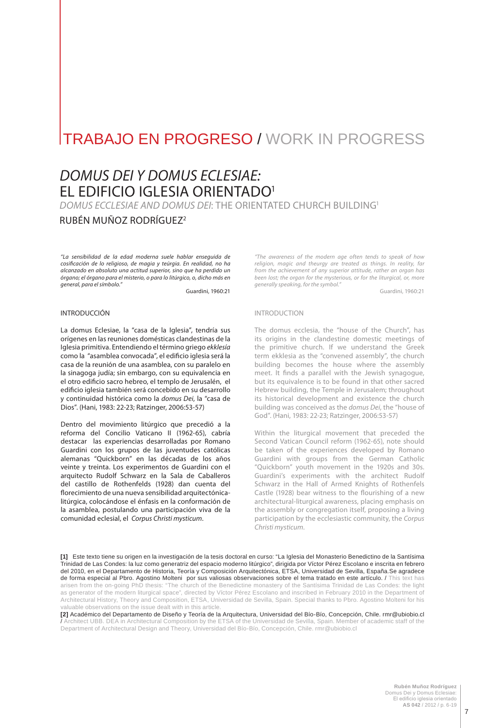# TRABAJO EN PROGRESO / WORK IN PROGRESS

# *DOMUS DEI Y DOMUS ECLESIAE:* EL EDIFICIO IGLESIA ORIENTADO[1]

## *DOMUS ECCLESIAE AND DOMUS DEI*: THE ORIENTATED CHURCH BUILDING[1]

### RUBÉN MUÑOZ RODRÍGUEZ[2]

*"La sensibilidad de la edad moderna suele hablar enseguida de cosificación de lo religioso, de magia y teúrgia. En realidad, no ha alcanzado en absoluto una actitud superior, sino que ha perdido un órgano; el órgano para el misterio, o para lo litúrgico, o, dicho más en general, para el símbolo."*

Guardini, 1960:21

*"The awareness of the modern age often tends to speak of how religion, magic and theurgy are treated as things. In reality, far from the achievement of any superior attitude, rather an organ has been lost; the organ for the mysterious, or for the liturgical, or, more generally speaking, for the symbol."*

Guardini, 1960:21

#### INTRODUCCIÓN

La domus Eclesiae, la "casa de la Iglesia", tendría sus orígenes en las reuniones domésticas clandestinas de la Iglesia primitiva. Entendiendo el término griego *ekklesía* como la "asamblea convocada", el edificio iglesia será la casa de la reunión de una asamblea, con su paralelo en la sinagoga judía; sin embargo, con su equivalencia en el otro edificio sacro hebreo, el templo de Jerusalén, el edificio iglesia también será concebido en su desarrollo y continuidad histórica como la *domus Dei*, la "casa de Dios". (Hani, 1983: 22-23; Ratzinger, 2006:53-57)

Dentro del movimiento litúrgico que precedió a la reforma del Concilio Vaticano II (1962-65), cabría destacar las experiencias desarrolladas por Romano Guardini con los grupos de las juventudes católicas alemanas "Quickborn" en las décadas de los años veinte y treinta. Los experimentos de Guardini con el arquitecto Rudolf Schwarz en la Sala de Caballeros del castillo de Rothenfelds (1928) dan cuenta del florecimiento de una nueva sensibilidad arquitectónica-litúrgica, colocándose el énfasis en la conformación de la asamblea, postulando una participación viva de la comunidad eclesial, el *Corpus Christi mysticum*.

#### INTRODUCTION

The domus ecclesia, the "house of the Church", has its origins in the clandestine domestic meetings of the primitive church. If we understand the Greek term ekklesia as the "convened assembly", the church building becomes the house where the assembly meet. It finds a parallel with the Jewish synagogue, but its equivalence is to be found in that other sacred Hebrew building, the Temple in Jerusalem; throughout its historical development and existence the church building was conceived as the *domus Dei*, the "house of God". (Hani, 1983: 22-23; Ratzinger, 2006:53-57)

Within the liturgical movement that preceded the Second Vatican Council reform (1962-65), note should be taken of the experiences developed by Romano Guardini with groups from the German Catholic "Quickborn" youth movement in the 1920s and 30s. Guardini's experiments with the architect Rudolf Schwarz in the Hall of Armed Knights of Rothenfels Castle (1928) bear witness to the flourishing of a new architectural-liturgical awareness, placing emphasis on the assembly or congregation itself, proposing a living participation by the ecclesiastic community, the *Corpus Christi mysticum*.

---

**[1]** Este texto tiene su origen en la investigación de la tesis doctoral en curso: "La Iglesia del Monasterio Benedictino de la Santísima Trinidad de Las Condes: la luz como generatriz del espacio moderno litúrgico", dirigida por Víctor Pérez Escolano e inscrita en febrero del 2010, en el Departamento de Historia, Teoría y Composición Arquitectónica, ETSA, Universidad de Sevilla, España.Se agradece de forma especial al Pbro. Agostino Molteni por sus valiosas observaciones sobre el tema tratado en este artículo. / This text has arisen from the on-going PhD thesis: "The church of the Benedictine monastery of the Santísima Trinidad de Las Condes: the light as generator of the modern liturgical space", directed by Víctor Pérez Escolano and inscribed in February 2010 in the Department of Architectural History, Theory and Composition, ETSA, Universidad de Sevilla, Spain. Special thanks to Pbro. Agostino Molteni for his valuable observations on the issue dealt with in this article.

**[2]** Académico del Departamento de Diseño y Teoría de la Arquitectura, Universidad del Bío-Bío, Concepción, Chile. rmr@ubiobio.cl / Architect UBB. DEA in Architectural Composition by the ETSA of the Universidad de Sevilla, Spain. Member of academic staff of the Department of Architectural Design and Theory, Universidad del Bío-Bío, Concepción, Chile. rmr@ubiobio.cl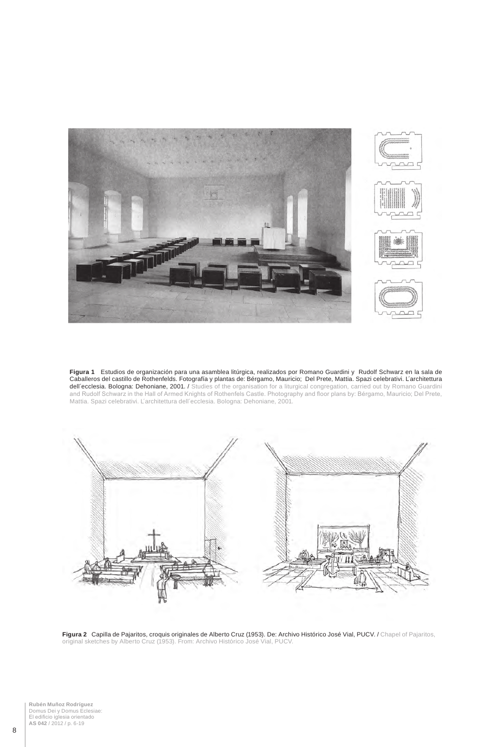**Figura 1** Estudios de organización para una asamblea litúrgica, realizados por Romano Guardini y Rudolf Schwarz en la sala de Caballeros del castillo de Rothenfelds. Fotografía y plantas de: Bérgamo, Mauricio; Del Prete, Mattia. Spazi celebrativi. L´architettura dell´ecclesia. Bologna: Dehoniane, 2001. / Studies of the organisation for a liturgical congregation, carried out by Romano Guardini and Rudolf Schwarz in the Hall of Armed Knights of Rothenfels Castle. Photography and floor plans by: Bérgamo, Mauricio; Del Prete, Mattia. Spazi celebrativi. L´architettura dell´ecclesia. Bologna: Dehoniane, 2001.

**Figura 2** Capilla de Pajaritos, croquis originales de Alberto Cruz (1953). De: Archivo Histórico José Vial, PUCV. / Chapel of Pajaritos, original sketches by Alberto Cruz (1953). From: Archivo Histórico José Vial, PUCV.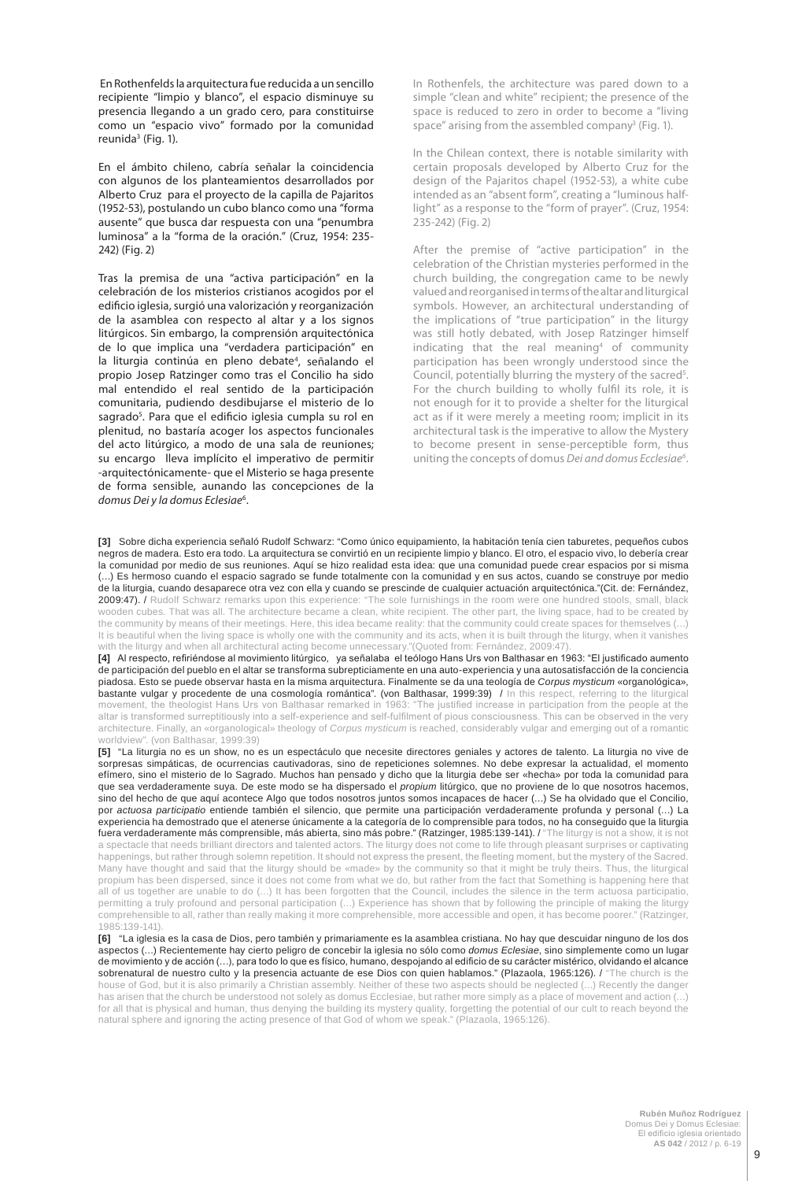En Rothenfelds la arquitectura fue reducida a un sencillo recipiente "limpio y blanco", el espacio disminuye su presencia llegando a un grado cero, para constituirse como un "espacio vivo" formado por la comunidad reunida[3] (Fig. 1).

En el ámbito chileno, cabría señalar la coincidencia con algunos de los planteamientos desarrollados por Alberto Cruz para el proyecto de la capilla de Pajaritos (1952-53), postulando un cubo blanco como una "forma ausente" que busca dar respuesta con una "penumbra luminosa" a la "forma de la oración." (Cruz, 1954: 235-242) (Fig. 2)

Tras la premisa de una "activa participación" en la celebración de los misterios cristianos acogidos por el edificio iglesia, surgió una valorización y reorganización de la asamblea con respecto al altar y a los signos litúrgicos. Sin embargo, la comprensión arquitectónica de lo que implica una "verdadera participación" en la liturgia continúa en pleno debate[4], señalando el propio Josep Ratzinger como tras el Concilio ha sido mal entendido el real sentido de la participación comunitaria, pudiendo desdibujarse el misterio de lo sagrado[5]. Para que el edificio iglesia cumpla su rol en plenitud, no bastaría acoger los aspectos funcionales del acto litúrgico, a modo de una sala de reuniones; su encargo lleva implícito el imperativo de permitir -arquitectónicamente- que el Misterio se haga presente de forma sensible, aunando las concepciones de la *domus Dei y la domus Eclesiae*[6].

In Rothenfels, the architecture was pared down to a simple "clean and white" recipient; the presence of the space is reduced to zero in order to become a "living space" arising from the assembled company[3] (Fig. 1).

In the Chilean context, there is notable similarity with certain proposals developed by Alberto Cruz for the design of the Pajaritos chapel (1952-53), a white cube intended as an "absent form", creating a "luminous half-light" as a response to the "form of prayer". (Cruz, 1954: 235-242) (Fig. 2)

After the premise of "active participation" in the celebration of the Christian mysteries performed in the church building, the congregation came to be newly valued and reorganised in terms of the altar and liturgical symbols. However, an architectural understanding of the implications of "true participation" in the liturgy was still hotly debated, with Josep Ratzinger himself indicating that the real meaning[4] of community participation has been wrongly understood since the Council, potentially blurring the mystery of the sacred[5]. For the church building to wholly fulfil its role, it is not enough for it to provide a shelter for the liturgical act as if it were merely a meeting room; implicit in its architectural task is the imperative to allow the Mystery to become present in sense-perceptible form, thus uniting the concepts of domus *Dei and domus Ecclesiae*[6].

**[3]** Sobre dicha experiencia señaló Rudolf Schwarz: "Como único equipamiento, la habitación tenía cien taburetes, pequeños cubos negros de madera. Esto era todo. La arquitectura se convirtió en un recipiente limpio y blanco. El otro, el espacio vivo, lo debería crear la comunidad por medio de sus reuniones. Aquí se hizo realidad esta idea: que una comunidad puede crear espacios por si misma (...) Es hermoso cuando el espacio sagrado se funde totalmente con la comunidad y en sus actos, cuando se construye por medio de la liturgia, cuando desaparece otra vez con ella y cuando se prescinde de cualquier actuación arquitectónica."(Cit. de: Fernández, 2009:47). / Rudolf Schwarz remarks upon this experience: "The sole furnishings in the room were one hundred stools, small, black wooden cubes. That was all. The architecture became a clean, white recipient. The other part, the living space, had to be created by the community by means of their meetings. Here, this idea became reality: that the community could create spaces for themselves (...) It is beautiful when the living space is wholly one with the community and its acts, when it is built through the liturgy, when it vanishes with the liturgy and when all architectural acting become unnecessary."(Quoted from: Fernández, 2009:47).

**[4]** Al respecto, refiriéndose al movimiento litúrgico, ya señalaba el teólogo Hans Urs von Balthasar en 1963: "El justificado aumento de participación del pueblo en el altar se transforma subrepticiamente en una auto-experiencia y una autosatisfacción de la conciencia piadosa. Esto se puede observar hasta en la misma arquitectura. Finalmente se da una teología de *Corpus mysticum* «organológica», bastante vulgar y procedente de una cosmología romántica". (von Balthasar, 1999:39) / In this respect, referring to the liturgical movement, the theologist Hans Urs von Balthasar remarked in 1963: "The justified increase in participation from the people at the altar is transformed surreptitiously into a self-experience and self-fulfilment of pious consciousness. This can be observed in the very architecture. Finally, an «organological» theology of *Corpus mysticum* is reached, considerably vulgar and emerging out of a romantic worldview". (von Balthasar, 1999:39)

**[5]** "La liturgia no es un show, no es un espectáculo que necesite directores geniales y actores de talento. La liturgia no vive de sorpresas simpáticas, de ocurrencias cautivadoras, sino de repeticiones solemnes. No debe expresar la actualidad, el momento efímero, sino el misterio de lo Sagrado. Muchos han pensado y dicho que la liturgia debe ser «hecha» por toda la comunidad para que sea verdaderamente suya. De este modo se ha dispersado el *propium* litúrgico, que no proviene de lo que nosotros hacemos, sino del hecho de que aquí acontece Algo que todos nosotros juntos somos incapaces de hacer (...) Se ha olvidado que el Concilio, por *actuosa participatio* entiende también el silencio, que permite una participación verdaderamente profunda y personal (...) La experiencia ha demostrado que el atenerse únicamente a la categoría de lo comprensible para todos, no ha conseguido que la liturgia fuera verdaderamente más comprensible, más abierta, sino más pobre." (Ratzinger, 1985:139-141). / "The liturgy is not a show, it is not a spectacle that needs brilliant directors and talented actors. The liturgy does not come to life through pleasant surprises or captivating happenings, but rather through solemn repetition. It should not express the present, the fleeting moment, but the mystery of the Sacred. Many have thought and said that the liturgy should be «made» by the community so that it might be truly theirs. Thus, the liturgical propium has been dispersed, since it does not come from what we do, but rather from the fact that Something is happening here that all of us together are unable to do (...) It has been forgotten that the Council, includes the silence in the term actuosa participatio, permitting a truly profound and personal participation (...) Experience has shown that by following the principle of making the liturgy comprehensible to all, rather than really making it more comprehensible, more accessible and open, it has become poorer." (Ratzinger, 1985:139-141).

**[6]** "La iglesia es la casa de Dios, pero también y primariamente es la asamblea cristiana. No hay que descuidar ninguno de los dos aspectos (...) Recientemente hay cierto peligro de concebir la iglesia no sólo como *domus Eclesiae*, sino simplemente como un lugar de movimiento y de acción (...), para todo lo que es físico, humano, despojando al edificio de su carácter mistérico, olvidando el alcance sobrenatural de nuestro culto y la presencia actuante de ese Dios con quien hablamos." (Plazaola, 1965:126). / "The church is the house of God, but it is also primarily a Christian assembly. Neither of these two aspects should be neglected (...) Recently the danger has arisen that the church be understood not solely as domus Ecclesiae, but rather more simply as a place of movement and action (...) for all that is physical and human, thus denying the building its mystery quality, forgetting the potential of our cult to reach beyond the natural sphere and ignoring the acting presence of that God of whom we speak." (Plazaola, 1965:126).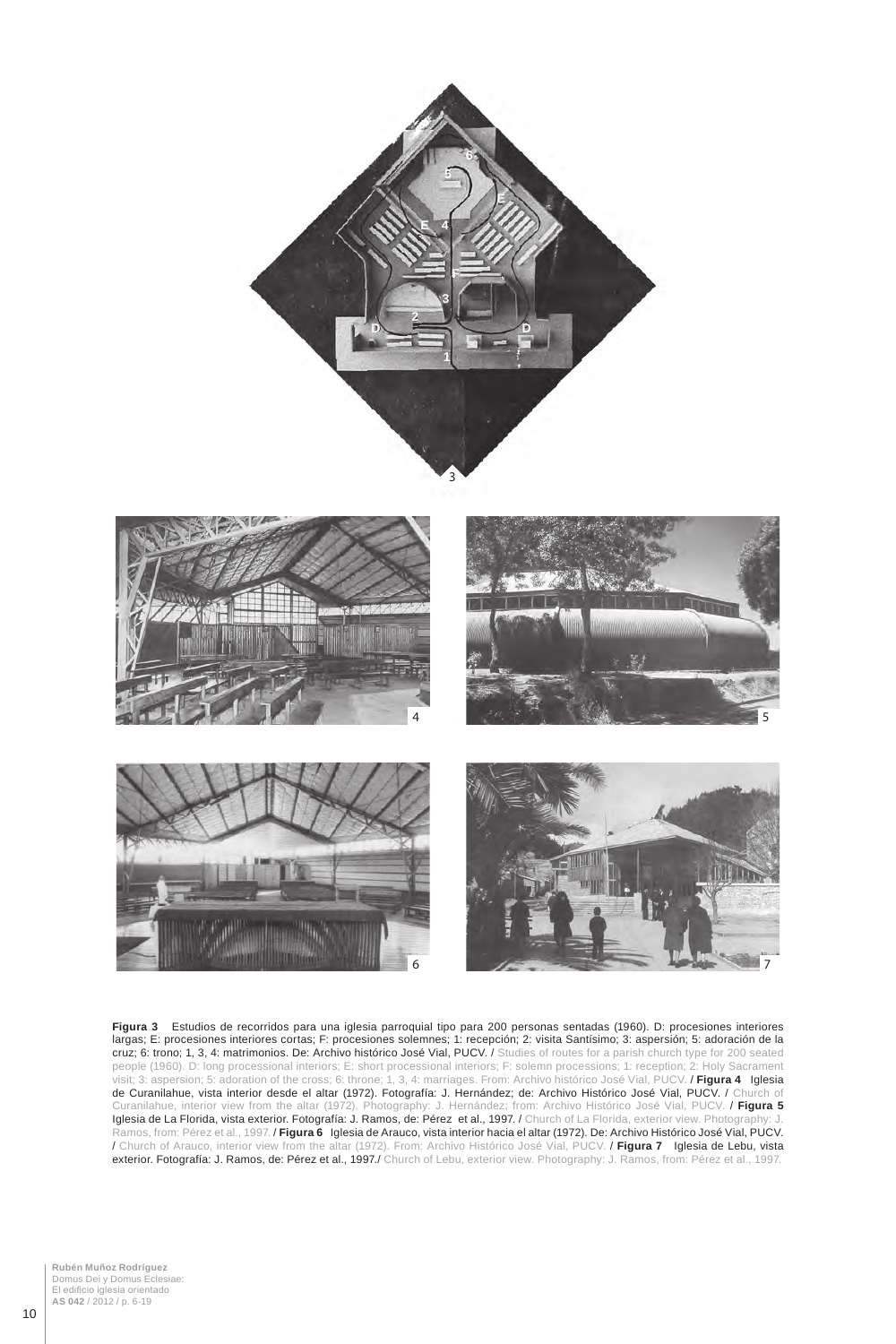**Figura 3** Estudios de recorridos para una iglesia parroquial tipo para 200 personas sentadas (1960). D: procesiones interiores largas; E: procesiones interiores cortas; F: procesiones solemnes; 1: recepción; 2: visita Santísimo; 3: aspersión; 5: adoración de la cruz; 6: trono; 1, 3, 4: matrimonios. De: Archivo histórico José Vial, PUCV. / Studies of routes for a parish church type for 200 seated people (1960). D: long processional interiors; E: short processional interiors; F: solemn processions; 1: reception; 2: Holy Sacrament visit; 3: aspersion; 5: adoration of the cross; 6: throne; 1, 3, 4: marriages. From: Archivo histórico José Vial, PUCV. / **Figura 4** Iglesia de Curanilahue, vista interior desde el altar (1972). Fotografía: J. Hernández; de: Archivo Histórico José Vial, PUCV. / Church of Curanilahue, interior view from the altar (1972). Photography: J. Hernández; from: Archivo Histórico José Vial, PUCV. / **Figura 5** Iglesia de La Florida, vista exterior. Fotografía: J. Ramos, de: Pérez et al., 1997. / Church of La Florida, exterior view. Photography: J. Ramos, from: Pérez et al., 1997. / **Figura 6** Iglesia de Arauco, vista interior hacia el altar (1972). De: Archivo Histórico José Vial, PUCV. / Church of Arauco, interior view from the altar (1972). From: Archivo Histórico José Vial, PUCV. / **Figura 7** Iglesia de Lebu, vista exterior. Fotografía: J. Ramos, de: Pérez et al., 1997./ Church of Lebu, exterior view. Photography: J. Ramos, from: Pérez et al., 1997.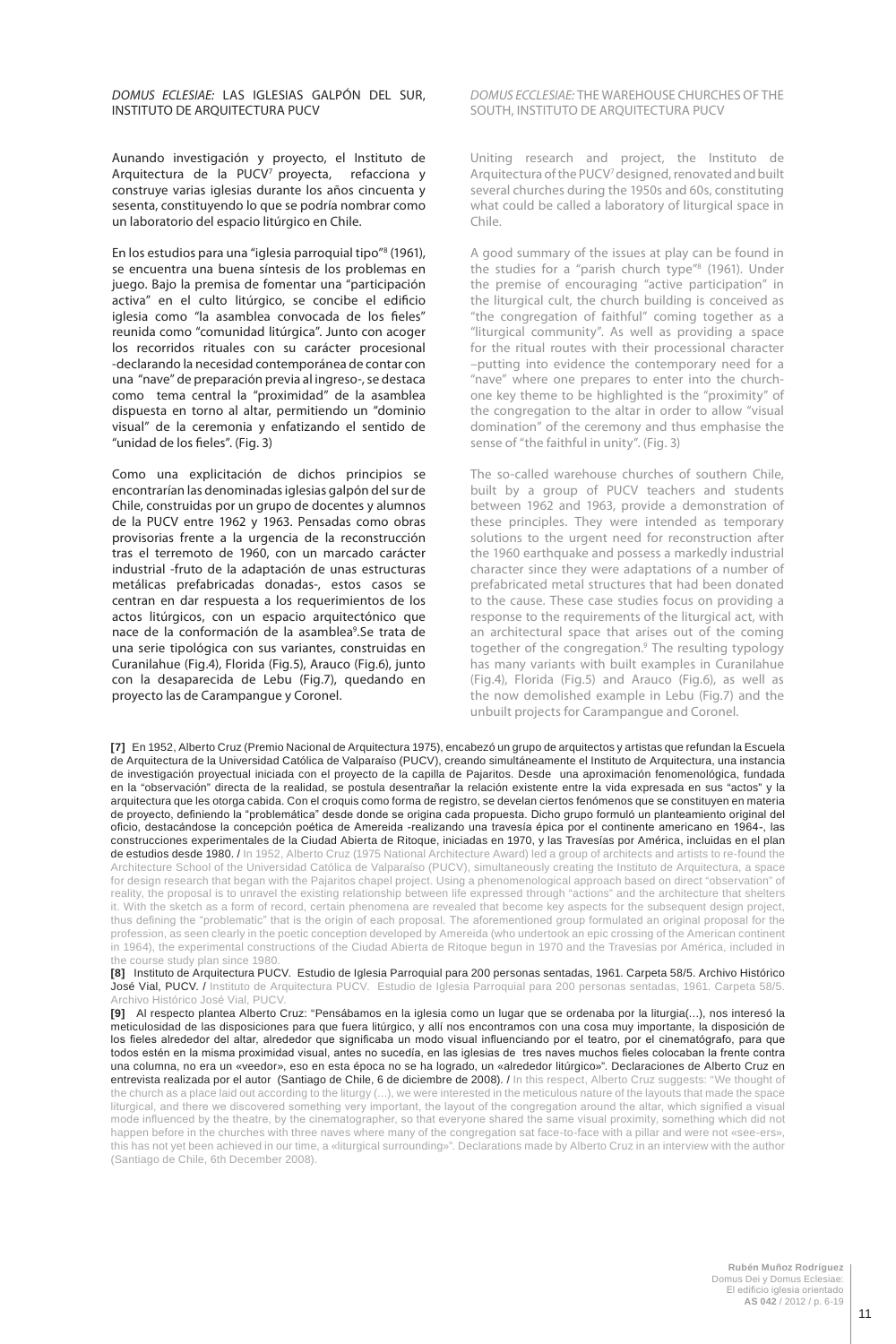*DOMUS ECLESIAE:* LAS IGLESIAS GALPÓN DEL SUR, INSTITUTO DE ARQUITECTURA PUCV

Aunando investigación y proyecto, el Instituto de Arquitectura de la PUCV[7] proyecta, refacciona y construye varias iglesias durante los años cincuenta y sesenta, constituyendo lo que se podría nombrar como un laboratorio del espacio litúrgico en Chile.

En los estudios para una "iglesia parroquial tipo"[8] (1961), se encuentra una buena síntesis de los problemas en juego. Bajo la premisa de fomentar una "participación activa" en el culto litúrgico, se concibe el edificio iglesia como "la asamblea convocada de los fieles" reunida como "comunidad litúrgica". Junto con acoger los recorridos rituales con su carácter procesional -declarando la necesidad contemporánea de contar con una "nave" de preparación previa al ingreso-, se destaca como tema central la "proximidad" de la asamblea dispuesta en torno al altar, permitiendo un "dominio visual" de la ceremonia y enfatizando el sentido de "unidad de los fieles". (Fig. 3)

Como una explicitación de dichos principios se encontrarían las denominadas iglesias galpón del sur de Chile, construidas por un grupo de docentes y alumnos de la PUCV entre 1962 y 1963. Pensadas como obras provisorias frente a la urgencia de la reconstrucción tras el terremoto de 1960, con un marcado carácter industrial -fruto de la adaptación de unas estructuras metálicas prefabricadas donadas-, estos casos se centran en dar respuesta a los requerimientos de los actos litúrgicos, con un espacio arquitectónico que nace de la conformación de la asamblea[9].Se trata de una serie tipológica con sus variantes, construidas en Curanilahue (Fig.4), Florida (Fig.5), Arauco (Fig.6), junto con la desaparecida de Lebu (Fig.7), quedando en proyecto las de Carampangue y Coronel.

*DOMUS ECCLESIAE:* THE WAREHOUSE CHURCHES OF THE SOUTH, INSTITUTO DE ARQUITECTURA PUCV

Uniting research and project, the Instituto de Arquitectura of the PUCV[7] designed, renovated and built several churches during the 1950s and 60s, constituting what could be called a laboratory of liturgical space in Chile.

A good summary of the issues at play can be found in the studies for a "parish church type"[8] (1961). Under the premise of encouraging "active participation" in the liturgical cult, the church building is conceived as "the congregation of faithful" coming together as a "liturgical community". As well as providing a space for the ritual routes with their processional character –putting into evidence the contemporary need for a "nave" where one prepares to enter into the church- one key theme to be highlighted is the "proximity" of the congregation to the altar in order to allow "visual domination" of the ceremony and thus emphasise the sense of "the faithful in unity". (Fig. 3)

The so-called warehouse churches of southern Chile, built by a group of PUCV teachers and students between 1962 and 1963, provide a demonstration of these principles. They were intended as temporary solutions to the urgent need for reconstruction after the 1960 earthquake and possess a markedly industrial character since they were adaptations of a number of prefabricated metal structures that had been donated to the cause. These case studies focus on providing a response to the requirements of the liturgical act, with an architectural space that arises out of the coming together of the congregation.[9] The resulting typology has many variants with built examples in Curanilahue (Fig.4), Florida (Fig.5) and Arauco (Fig.6), as well as the now demolished example in Lebu (Fig.7) and the unbuilt projects for Carampangue and Coronel.

**[7]** En 1952, Alberto Cruz (Premio Nacional de Arquitectura 1975), encabezó un grupo de arquitectos y artistas que refundan la Escuela de Arquitectura de la Universidad Católica de Valparaíso (PUCV), creando simultáneamente el Instituto de Arquitectura, una instancia de investigación proyectual iniciada con el proyecto de la capilla de Pajaritos. Desde una aproximación fenomenológica, fundada en la "observación" directa de la realidad, se postula desentrañar la relación existente entre la vida expresada en sus "actos" y la arquitectura que les otorga cabida. Con el croquis como forma de registro, se develan ciertos fenómenos que se constituyen en materia de proyecto, definiendo la "problemática" desde donde se origina cada propuesta. Dicho grupo formuló un planteamiento original del oficio, destacándose la concepción poética de Amereida -realizando una travesía épica por el continente americano en 1964-, las construcciones experimentales de la Ciudad Abierta de Ritoque, iniciadas en 1970, y las Travesías por América, incluidas en el plan de estudios desde 1980. / In 1952, Alberto Cruz (1975 National Architecture Award) led a group of architects and artists to re-found the Architecture School of the Universidad Católica de Valparaíso (PUCV), simultaneously creating the Instituto de Arquitectura, a space for design research that began with the Pajaritos chapel project. Using a phenomenological approach based on direct "observation" of reality, the proposal is to unravel the existing relationship between life expressed through "actions" and the architecture that shelters it. With the sketch as a form of record, certain phenomena are revealed that become key aspects for the subsequent design project, thus defining the "problematic" that is the origin of each proposal. The aforementioned group formulated an original proposal for the profession, as seen clearly in the poetic conception developed by Amereida (who undertook an epic crossing of the American continent in 1964), the experimental constructions of the Ciudad Abierta de Ritoque begun in 1970 and the Travesías por América, included in the course study plan since 1980.

**[8]** Instituto de Arquitectura PUCV. Estudio de Iglesia Parroquial para 200 personas sentadas, 1961. Carpeta 58/5. Archivo Histórico José Vial, PUCV. / Instituto de Arquitectura PUCV. Estudio de Iglesia Parroquial para 200 personas sentadas, 1961. Carpeta 58/5. Archivo Histórico José Vial, PUCV.

**[9]** Al respecto plantea Alberto Cruz: "Pensábamos en la iglesia como un lugar que se ordenaba por la liturgia(...), nos interesó la meticulosidad de las disposiciones para que fuera litúrgico, y allí nos encontramos con una cosa muy importante, la disposición de los fieles alrededor del altar, alrededor que significaba un modo visual influenciando por el teatro, por el cinematógrafo, para que todos estén en la misma proximidad visual, antes no sucedía, en las iglesias de tres naves muchos fieles colocaban la frente contra una columna, no era un «veedor», eso en esta época no se ha logrado, un «alrededor litúrgico»". Declaraciones de Alberto Cruz en entrevista realizada por el autor (Santiago de Chile, 6 de diciembre de 2008). / In this respect, Alberto Cruz suggests: "We thought of the church as a place laid out according to the liturgy (…), we were interested in the meticulous nature of the layouts that made the space liturgical, and there we discovered something very important, the layout of the congregation around the altar, which signified a visual mode influenced by the theatre, by the cinematographer, so that everyone shared the same visual proximity, something which did not happen before in the churches with three naves where many of the congregation sat face-to-face with a pillar and were not «see-ers», this has not yet been achieved in our time, a «liturgical surrounding»". Declarations made by Alberto Cruz in an interview with the author (Santiago de Chile, 6th December 2008).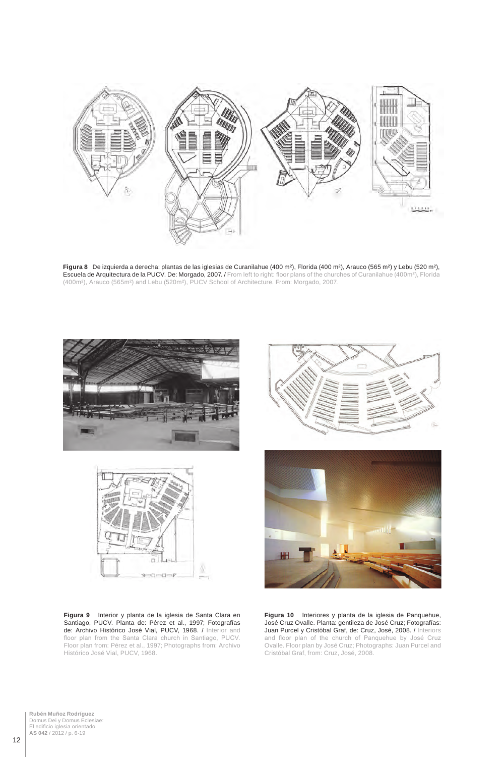**Figura 8** De izquierda a derecha: plantas de las iglesias de Curanilahue (400 m²), Florida (400 m²), Arauco (565 m²) y Lebu (520 m²), Escuela de Arquitectura de la PUCV. De: Morgado, 2007. / From left to right: floor plans of the churches of Curanilahue (400m²), Florida (400m²), Arauco (565m²) and Lebu (520m²), PUCV School of Architecture. From: Morgado, 2007.

**Figura 9** Interior y planta de la iglesia de Santa Clara en Santiago, PUCV. Planta de: Pérez et al., 1997; Fotografías de: Archivo Histórico José Vial, PUCV, 1968. / Interior and floor plan from the Santa Clara church in Santiago, PUCV. Floor plan from: Pérez et al., 1997; Photographs from: Archivo Histórico José Vial, PUCV, 1968.

**Figura 10** Interiores y planta de la iglesia de Panquehue, José Cruz Ovalle. Planta: gentileza de José Cruz; Fotografías: Juan Purcel y Cristóbal Graf, de: Cruz, José, 2008. / Interiors and floor plan of the church of Panquehue by José Cruz Ovalle. Floor plan by José Cruz; Photographs: Juan Purcel and Cristóbal Graf, from: Cruz, José, 2008.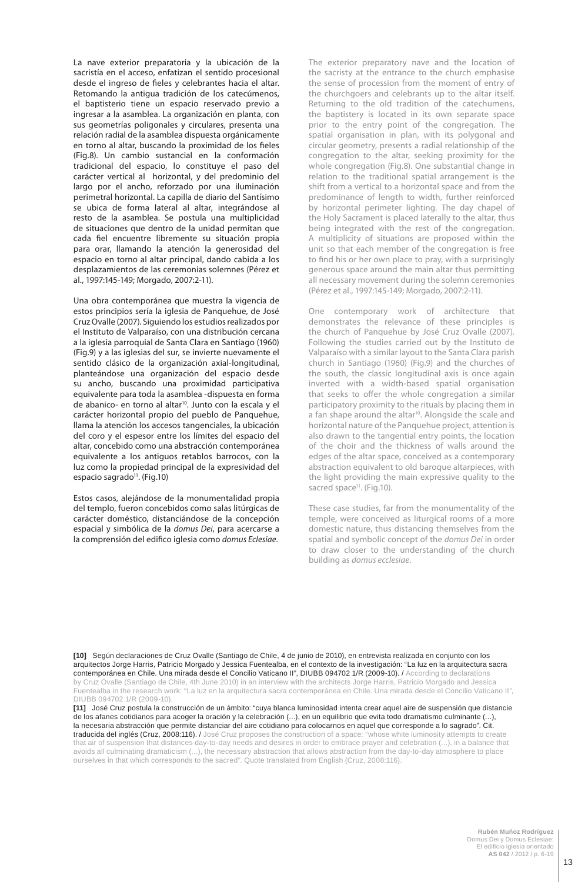La nave exterior preparatoria y la ubicación de la sacristía en el acceso, enfatizan el sentido procesional desde el ingreso de fieles y celebrantes hacia el altar. Retomando la antigua tradición de los catecúmenos, el baptisterio tiene un espacio reservado previo a ingresar a la asamblea. La organización en planta, con sus geometrías poligonales y circulares, presenta una relación radial de la asamblea dispuesta orgánicamente en torno al altar, buscando la proximidad de los fieles (Fig.8). Un cambio sustancial en la conformación tradicional del espacio, lo constituye el paso del carácter vertical al horizontal, y del predominio del largo por el ancho, reforzado por una iluminación perimetral horizontal. La capilla de diario del Santísimo se ubica de forma lateral al altar, integrándose al resto de la asamblea. Se postula una multiplicidad de situaciones que dentro de la unidad permitan que cada fiel encuentre libremente su situación propia para orar, llamando la atención la generosidad del espacio en torno al altar principal, dando cabida a los desplazamientos de las ceremonias solemnes (Pérez et al., 1997:145-149; Morgado, 2007:2-11).

Una obra contemporánea que muestra la vigencia de estos principios sería la iglesia de Panquehue, de José Cruz Ovalle (2007). Siguiendo los estudios realizados por el Instituto de Valparaíso, con una distribución cercana a la iglesia parroquial de Santa Clara en Santiago (1960) (Fig.9) y a las iglesias del sur, se invierte nuevamente el sentido clásico de la organización axial-longitudinal, planteándose una organización del espacio desde su ancho, buscando una proximidad participativa equivalente para toda la asamblea -dispuesta en forma de abanico- en torno al altar[10]. Junto con la escala y el carácter horizontal propio del pueblo de Panquehue, llama la atención los accesos tangenciales, la ubicación del coro y el espesor entre los límites del espacio del altar, concebido como una abstracción contemporánea equivalente a los antiguos retablos barrocos, con la luz como la propiedad principal de la expresividad del espacio sagrado[11]. (Fig.10)

Estos casos, alejándose de la monumentalidad propia del templo, fueron concebidos como salas litúrgicas de carácter doméstico, distanciándose de la concepción espacial y simbólica de la *domus Dei*, para acercarse a la comprensión del edifico iglesia como *domus Eclesiae*.

The exterior preparatory nave and the location of the sacristy at the entrance to the church emphasise the sense of procession from the moment of entry of the churchgoers and celebrants up to the altar itself. Returning to the old tradition of the catechumens, the baptistery is located in its own separate space prior to the entry point of the congregation. The spatial organisation in plan, with its polygonal and circular geometry, presents a radial relationship of the congregation to the altar, seeking proximity for the whole congregation (Fig.8). One substantial change in relation to the traditional spatial arrangement is the shift from a vertical to a horizontal space and from the predominance of length to width, further reinforced by horizontal perimeter lighting. The day chapel of the Holy Sacrament is placed laterally to the altar, thus being integrated with the rest of the congregation. A multiplicity of situations are proposed within the unit so that each member of the congregation is free to find his or her own place to pray, with a surprisingly generous space around the main altar thus permitting all necessary movement during the solemn ceremonies (Pérez et al., 1997:145-149; Morgado, 2007:2-11).

One contemporary work of architecture that demonstrates the relevance of these principles is the church of Panquehue by José Cruz Ovalle (2007). Following the studies carried out by the Instituto de Valparaíso with a similar layout to the Santa Clara parish church in Santiago (1960) (Fig.9) and the churches of the south, the classic longitudinal axis is once again inverted with a width-based spatial organisation that seeks to offer the whole congregation a similar participatory proximity to the rituals by placing them in a fan shape around the altar[10]. Alongside the scale and horizontal nature of the Panquehue project, attention is also drawn to the tangential entry points, the location of the choir and the thickness of walls around the edges of the altar space, conceived as a contemporary abstraction equivalent to old baroque altarpieces, with the light providing the main expressive quality to the sacred space[11]. (Fig.10).

These case studies, far from the monumentality of the temple, were conceived as liturgical rooms of a more domestic nature, thus distancing themselves from the spatial and symbolic concept of the *domus Dei* in order to draw closer to the understanding of the church building as *domus ecclesiae*.

**[10]** Según declaraciones de Cruz Ovalle (Santiago de Chile, 4 de junio de 2010), en entrevista realizada en conjunto con los arquitectos Jorge Harris, Patricio Morgado y Jessica Fuentealba, en el contexto de la investigación: "La luz en la arquitectura sacra contemporánea en Chile. Una mirada desde el Concilio Vaticano II", DIUBB 094702 1/R (2009-10). / According to declarations by Cruz Ovalle (Santiago de Chile, 4th June 2010) in an interview with the architects Jorge Harris, Patricio Morgado and Jessica Fuentealba in the research work: "La luz en la arquitectura sacra contemporánea en Chile. Una mirada desde el Concilio Vaticano II", DIUBB 094702 1/R (2009-10).

**[11]** José Cruz postula la construcción de un ámbito: "cuya blanca luminosidad intenta crear aquel aire de suspensión que distancie de los afanes cotidianos para acoger la oración y la celebración (…), en un equilibrio que evita todo dramatismo culminante (…), la necesaria abstracción que permite distanciar del aire cotidiano para colocarnos en aquel que corresponde a lo sagrado". Cit. traducida del inglés (Cruz, 2008:116). / José Cruz proposes the construction of a space: "whose white luminosity attempts to create that air of suspension that distances day-to-day needs and desires in order to embrace prayer and celebration (…), in a balance that avoids all culminating dramaticism (…), the necessary abstraction that allows abstraction from the day-to-day atmosphere to place ourselves in that which corresponds to the sacred". Quote translated from English (Cruz, 2008:116).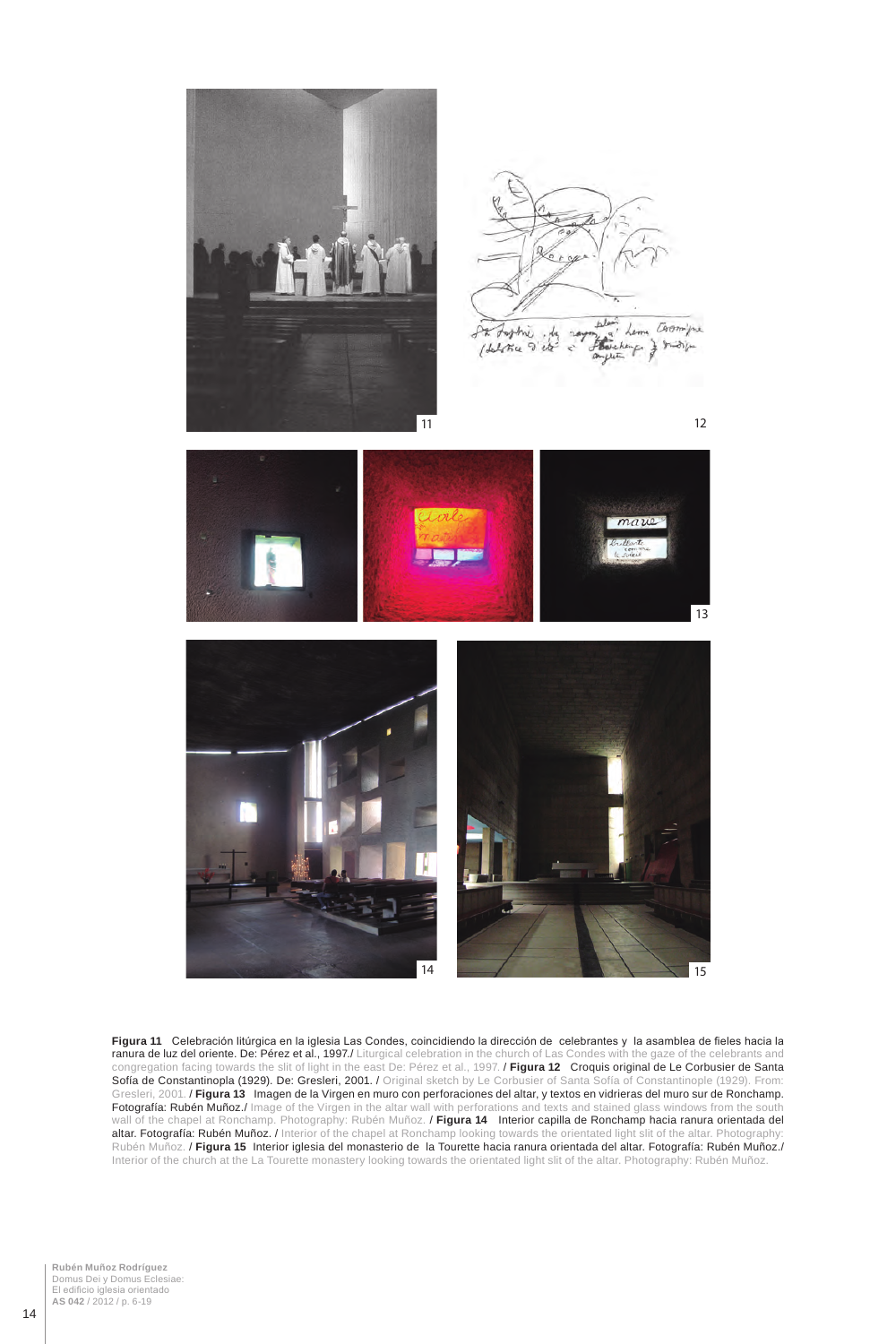**Figura 11** Celebración litúrgica en la iglesia Las Condes, coincidiendo la dirección de celebrantes y la asamblea de fieles hacia la ranura de luz del oriente. De: Pérez et al., 1997./ Liturgical celebration in the church of Las Condes with the gaze of the celebrants and congregation facing towards the slit of light in the east De: Pérez et al., 1997. / **Figura 12** Croquis original de Le Corbusier de Santa Sofía de Constantinopla (1929). De: Gresleri, 2001. / Original sketch by Le Corbusier of Santa Sofía of Constantinople (1929). From: Gresleri, 2001. / **Figura 13** Imagen de la Virgen en muro con perforaciones del altar, y textos en vidrieras del muro sur de Ronchamp. Fotografía: Rubén Muñoz./ Image of the Virgen in the altar wall with perforations and texts and stained glass windows from the south wall of the chapel at Ronchamp. Photography: Rubén Muñoz. / **Figura 14** Interior capilla de Ronchamp hacia ranura orientada del altar. Fotografía: Rubén Muñoz. / Interior of the chapel at Ronchamp looking towards the orientated light slit of the altar. Photography: Rubén Muñoz. / **Figura 15** Interior iglesia del monasterio de la Tourette hacia ranura orientada del altar. Fotografía: Rubén Muñoz./ Interior of the church at the La Tourette monastery looking towards the orientated light slit of the altar. Photography: Rubén Muñoz.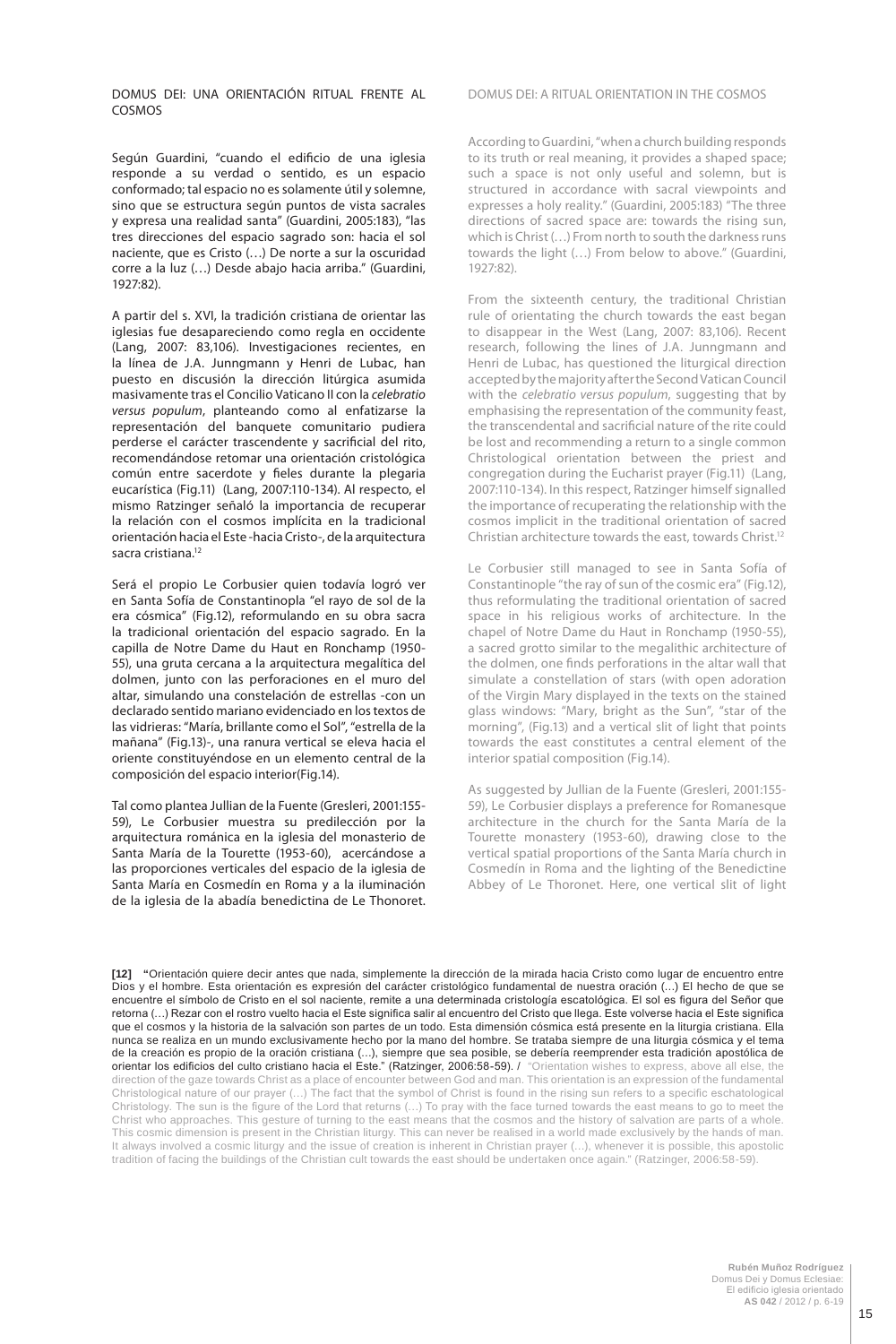## DOMUS DEI: UNA ORIENTACIÓN RITUAL FRENTE AL COSMOS

Según Guardini, "cuando el edificio de una iglesia responde a su verdad o sentido, es un espacio conformado; tal espacio no es solamente útil y solemne, sino que se estructura según puntos de vista sacrales y expresa una realidad santa" (Guardini, 2005:183), "las tres direcciones del espacio sagrado son: hacia el sol naciente, que es Cristo (…) De norte a sur la oscuridad corre a la luz (…) Desde abajo hacia arriba." (Guardini, 1927:82).

A partir del s. XVI, la tradición cristiana de orientar las iglesias fue desapareciendo como regla en occidente (Lang, 2007: 83,106). Investigaciones recientes, en la línea de J.A. Junngmann y Henri de Lubac, han puesto en discusión la dirección litúrgica asumida masivamente tras el Concilio Vaticano II con la *celebratio versus populum*, planteando como al enfatizarse la representación del banquete comunitario pudiera perderse el carácter trascendente y sacrificial del rito, recomendándose retomar una orientación cristológica común entre sacerdote y fieles durante la plegaria eucarística (Fig.11) (Lang, 2007:110-134). Al respecto, el mismo Ratzinger señaló la importancia de recuperar la relación con el cosmos implícita en la tradicional orientación hacia el Este -hacia Cristo-, de la arquitectura sacra cristiana.[12]

Será el propio Le Corbusier quien todavía logró ver en Santa Sofía de Constantinopla "el rayo de sol de la era cósmica" (Fig.12), reformulando en su obra sacra la tradicional orientación del espacio sagrado. En la capilla de Notre Dame du Haut en Ronchamp (1950-55), una gruta cercana a la arquitectura megalítica del dolmen, junto con las perforaciones en el muro del altar, simulando una constelación de estrellas -con un declarado sentido mariano evidenciado en los textos de las vidrieras: "María, brillante como el Sol", "estrella de la mañana" (Fig.13)-, una ranura vertical se eleva hacia el oriente constituyéndose en un elemento central de la composición del espacio interior(Fig.14).

Tal como plantea Jullian de la Fuente (Gresleri, 2001:155-59), Le Corbusier muestra su predilección por la arquitectura románica en la iglesia del monasterio de Santa María de la Tourette (1953-60), acercándose a las proporciones verticales del espacio de la iglesia de Santa María en Cosmedín en Roma y a la iluminación de la iglesia de la abadía benedictina de Le Thonoret.

## DOMUS DEI: A RITUAL ORIENTATION IN THE COSMOS

According to Guardini, "when a church building responds to its truth or real meaning, it provides a shaped space; such a space is not only useful and solemn, but is structured in accordance with sacral viewpoints and expresses a holy reality." (Guardini, 2005:183) "The three directions of sacred space are: towards the rising sun, which is Christ (…) From north to south the darkness runs towards the light (…) From below to above." (Guardini, 1927:82).

From the sixteenth century, the traditional Christian rule of orientating the church towards the east began to disappear in the West (Lang, 2007: 83,106). Recent research, following the lines of J.A. Junngmann and Henri de Lubac, has questioned the liturgical direction accepted by the majority after the Second Vatican Council with the *celebratio versus populum*, suggesting that by emphasising the representation of the community feast, the transcendental and sacrificial nature of the rite could be lost and recommending a return to a single common Christological orientation between the priest and congregation during the Eucharist prayer (Fig.11) (Lang, 2007:110-134). In this respect, Ratzinger himself signalled the importance of recuperating the relationship with the cosmos implicit in the traditional orientation of sacred Christian architecture towards the east, towards Christ.[12]

Le Corbusier still managed to see in Santa Sofía of Constantinople "the ray of sun of the cosmic era" (Fig.12), thus reformulating the traditional orientation of sacred space in his religious works of architecture. In the chapel of Notre Dame du Haut in Ronchamp (1950-55), a sacred grotto similar to the megalithic architecture of the dolmen, one finds perforations in the altar wall that simulate a constellation of stars (with open adoration of the Virgin Mary displayed in the texts on the stained glass windows: "Mary, bright as the Sun", "star of the morning", (Fig.13) and a vertical slit of light that points towards the east constitutes a central element of the interior spatial composition (Fig.14).

As suggested by Jullian de la Fuente (Gresleri, 2001:155-59), Le Corbusier displays a preference for Romanesque architecture in the church for the Santa María de la Tourette monastery (1953-60), drawing close to the vertical spatial proportions of the Santa María church in Cosmedín in Roma and the lighting of the Benedictine Abbey of Le Thoronet. Here, one vertical slit of light

---

**[12]** "Orientación quiere decir antes que nada, simplemente la dirección de la mirada hacia Cristo como lugar de encuentro entre Dios y el hombre. Esta orientación es expresión del carácter cristológico fundamental de nuestra oración (…) El hecho de que se encuentre el símbolo de Cristo en el sol naciente, remite a una determinada cristología escatológica. El sol es figura del Señor que retorna (…) Rezar con el rostro vuelto hacia el Este significa salir al encuentro del Cristo que llega. Este volverse hacia el Este significa que el cosmos y la historia de la salvación son partes de un todo. Esta dimensión cósmica está presente en la liturgia cristiana. Ella nunca se realiza en un mundo exclusivamente hecho por la mano del hombre. Se trataba siempre de una liturgia cósmica y el tema de la creación es propio de la oración cristiana (...), siempre que sea posible, se debería reemprender esta tradición apostólica de orientar los edificios del culto cristiano hacia el Este." (Ratzinger, 2006:58-59). / "Orientation wishes to express, above all else, the direction of the gaze towards Christ as a place of encounter between God and man. This orientation is an expression of the fundamental Christological nature of our prayer (…) The fact that the symbol of Christ is found in the rising sun refers to a specific eschatological Christology. The sun is the figure of the Lord that returns (…) To pray with the face turned towards the east means to go to meet the Christ who approaches. This gesture of turning to the east means that the cosmos and the history of salvation are parts of a whole. This cosmic dimension is present in the Christian liturgy. This can never be realised in a world made exclusively by the hands of man. It always involved a cosmic liturgy and the issue of creation is inherent in Christian prayer (...), whenever it is possible, this apostolic tradition of facing the buildings of the Christian cult towards the east should be undertaken once again." (Ratzinger, 2006:58-59).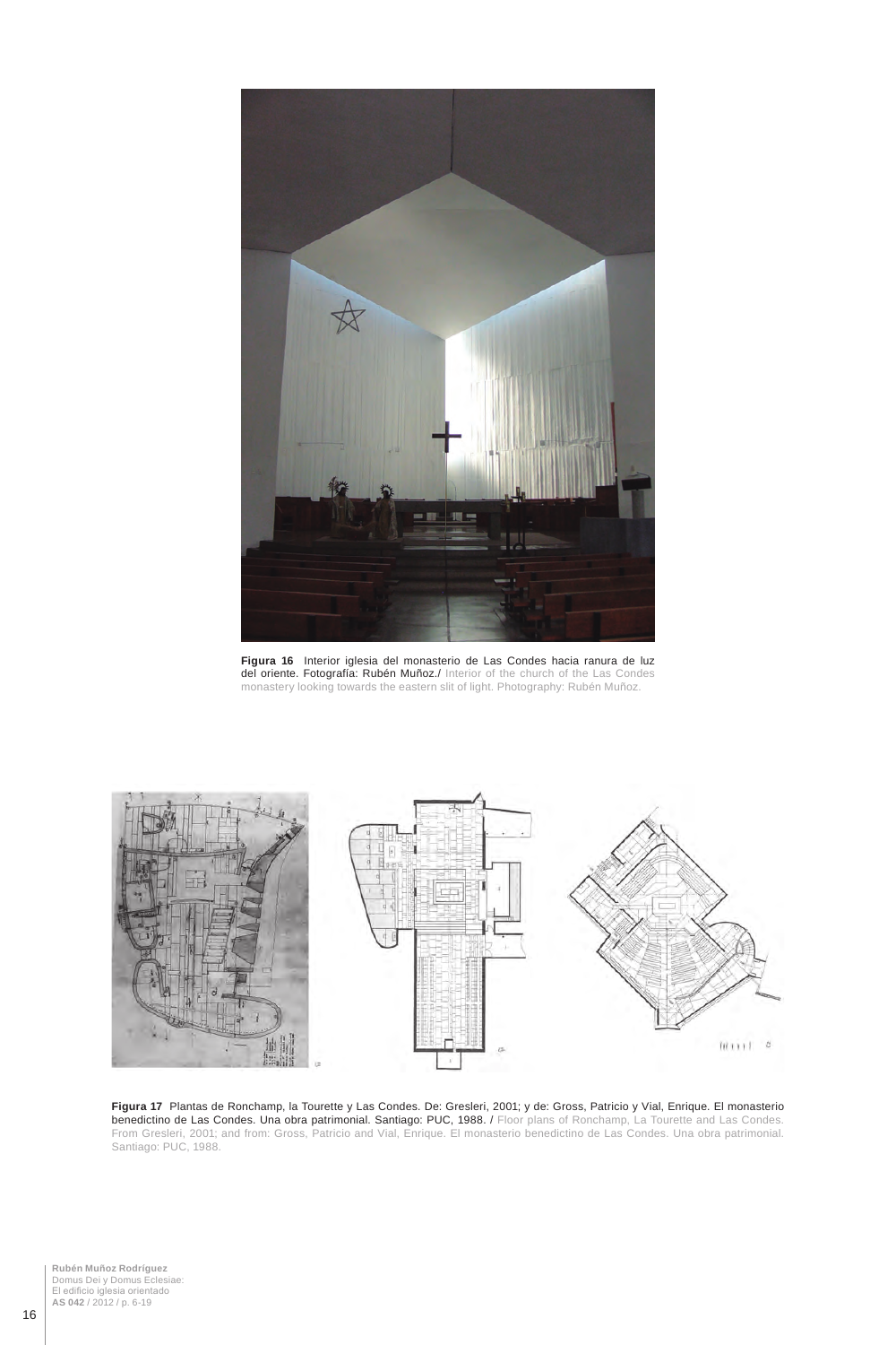**Figura 16** Interior iglesia del monasterio de Las Condes hacia ranura de luz del oriente. Fotografía: Rubén Muñoz./ Interior of the church of the Las Condes monastery looking towards the eastern slit of light. Photography: Rubén Muñoz.

**Figura 17** Plantas de Ronchamp, la Tourette y Las Condes. De: Gresleri, 2001; y de: Gross, Patricio y Vial, Enrique. El monasterio benedictino de Las Condes. Una obra patrimonial. Santiago: PUC, 1988. / Floor plans of Ronchamp, La Tourette and Las Condes. From Gresleri, 2001; and from: Gross, Patricio and Vial, Enrique. El monasterio benedictino de Las Condes. Una obra patrimonial. Santiago: PUC, 1988.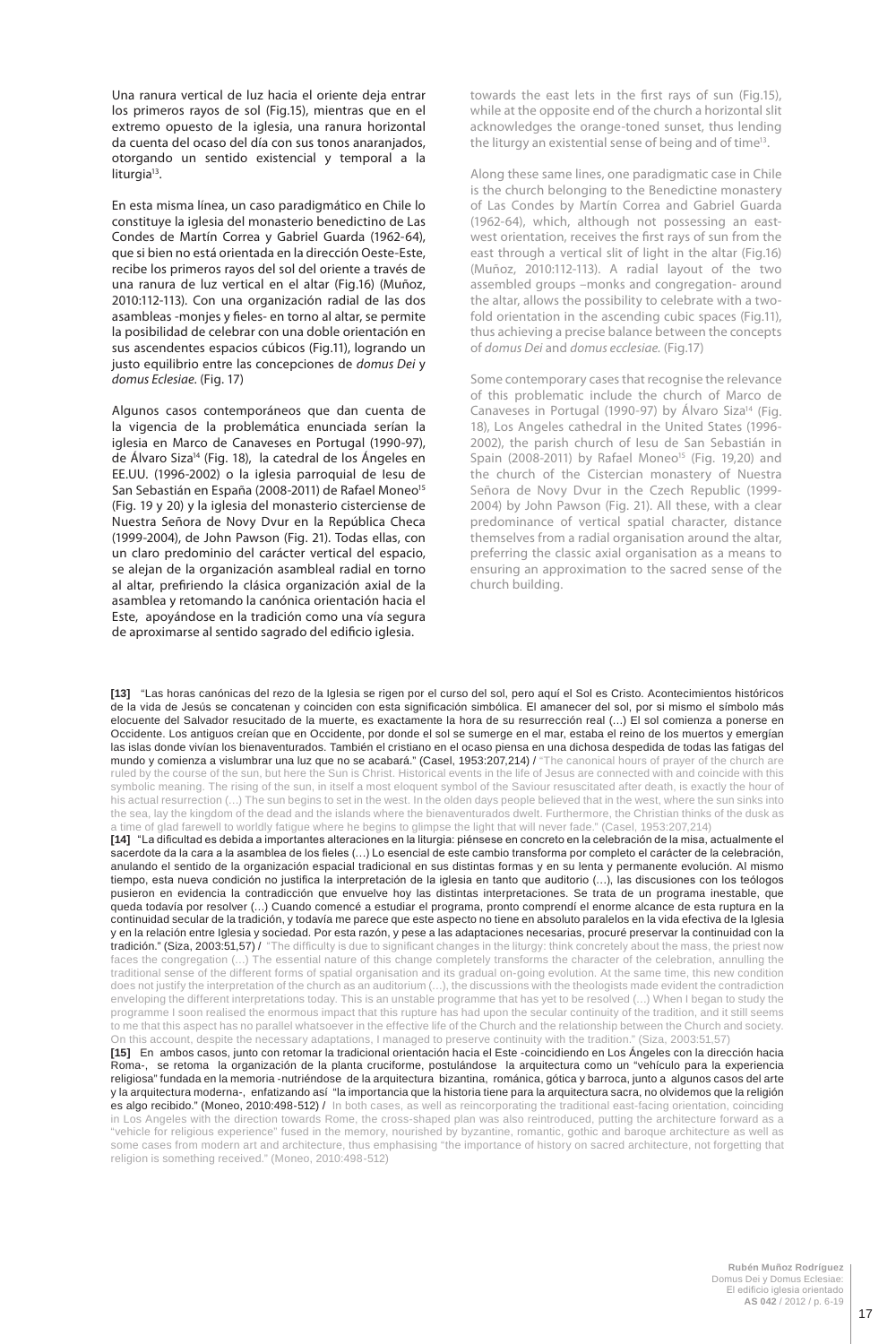Una ranura vertical de luz hacia el oriente deja entrar los primeros rayos de sol (Fig.15), mientras que en el extremo opuesto de la iglesia, una ranura horizontal da cuenta del ocaso del día con sus tonos anaranjados, otorgando un sentido existencial y temporal a la liturgia[13].

En esta misma línea, un caso paradigmático en Chile lo constituye la iglesia del monasterio benedictino de Las Condes de Martín Correa y Gabriel Guarda (1962-64), que si bien no está orientada en la dirección Oeste-Este, recibe los primeros rayos del sol del oriente a través de una ranura de luz vertical en el altar (Fig.16) (Muñoz, 2010:112-113). Con una organización radial de las dos asambleas -monjes y fieles- en torno al altar, se permite la posibilidad de celebrar con una doble orientación en sus ascendentes espacios cúbicos (Fig.11), logrando un justo equilibrio entre las concepciones de *domus Dei* y *domus Eclesiae.* (Fig. 17)

Algunos casos contemporáneos que dan cuenta de la vigencia de la problemática enunciada serían la iglesia en Marco de Canaveses en Portugal (1990-97), de Álvaro Siza[14] (Fig. 18), la catedral de los Ángeles en EE.UU. (1996-2002) o la iglesia parroquial de Iesu de San Sebastián en España (2008-2011) de Rafael Moneo[15] (Fig. 19 y 20) y la iglesia del monasterio cisterciense de Nuestra Señora de Novy Dvur en la República Checa (1999-2004), de John Pawson (Fig. 21). Todas ellas, con un claro predominio del carácter vertical del espacio, se alejan de la organización asambleal radial en torno al altar, prefiriendo la clásica organización axial de la asamblea y retomando la canónica orientación hacia el Este, apoyándose en la tradición como una vía segura de aproximarse al sentido sagrado del edificio iglesia.

towards the east lets in the first rays of sun (Fig.15), while at the opposite end of the church a horizontal slit acknowledges the orange-toned sunset, thus lending the liturgy an existential sense of being and of time[13].

Along these same lines, one paradigmatic case in Chile is the church belonging to the Benedictine monastery of Las Condes by Martín Correa and Gabriel Guarda (1962-64), which, although not possessing an east-west orientation, receives the first rays of sun from the east through a vertical slit of light in the altar (Fig.16) (Muñoz, 2010:112-113). A radial layout of the two assembled groups –monks and congregation- around the altar, allows the possibility to celebrate with a two-fold orientation in the ascending cubic spaces (Fig.11), thus achieving a precise balance between the concepts of *domus Dei* and *domus ecclesiae.* (Fig.17)

Some contemporary cases that recognise the relevance of this problematic include the church of Marco de Canaveses in Portugal (1990-97) by Álvaro Siza[14] (Fig. 18), Los Angeles cathedral in the United States (1996-2002), the parish church of Iesu de San Sebastián in Spain (2008-2011) by Rafael Moneo[15] (Fig. 19,20) and the church of the Cistercian monastery of Nuestra Señora de Novy Dvur in the Czech Republic (1999-2004) by John Pawson (Fig. 21). All these, with a clear predominance of vertical spatial character, distance themselves from a radial organisation around the altar, preferring the classic axial organisation as a means to ensuring an approximation to the sacred sense of the church building.

**[13]** "Las horas canónicas del rezo de la Iglesia se rigen por el curso del sol, pero aquí el Sol es Cristo. Acontecimientos históricos de la vida de Jesús se concatenan y coinciden con esta significación simbólica. El amanecer del sol, por si mismo el símbolo más elocuente del Salvador resucitado de la muerte, es exactamente la hora de su resurrección real (...) El sol comienza a ponerse en Occidente. Los antiguos creían que en Occidente, por donde el sol se sumerge en el mar, estaba el reino de los muertos y emergían las islas donde vivían los bienaventurados. También el cristiano en el ocaso piensa en una dichosa despedida de todas las fatigas del mundo y comienza a vislumbrar una luz que no se acabará." (Casel, 1953:207,214) / "The canonical hours of prayer of the church are ruled by the course of the sun, but here the Sun is Christ. Historical events in the life of Jesus are connected with and coincide with this symbolic meaning. The rising of the sun, in itself a most eloquent symbol of the Saviour resuscitated after death, is exactly the hour of his actual resurrection (…) The sun begins to set in the west. In the olden days people believed that in the west, where the sun sinks into the sea, lay the kingdom of the dead and the islands where the bienaventurados dwelt. Furthermore, the Christian thinks of the dusk as a time of glad farewell to worldly fatigue where he begins to glimpse the light that will never fade." (Casel, 1953:207,214)

**[14]** "La dificultad es debida a importantes alteraciones en la liturgia: piénsese en concreto en la celebración de la misa, actualmente el sacerdote da la cara a la asamblea de los fieles (…) Lo esencial de este cambio transforma por completo el carácter de la celebración, anulando el sentido de la organización espacial tradicional en sus distintas formas y en su lenta y permanente evolución. Al mismo tiempo, esta nueva condición no justifica la interpretación de la iglesia en tanto que auditorio (…), las discusiones con los teólogos pusieron en evidencia la contradicción que envuelve hoy las distintas interpretaciones. Se trata de un programa inestable, que queda todavía por resolver (…) Cuando comencé a estudiar el programa, pronto comprendí el enorme alcance de esta ruptura en la continuidad secular de la tradición, y todavía me parece que este aspecto no tiene en absoluto paralelos en la vida efectiva de la Iglesia y en la relación entre Iglesia y sociedad. Por esta razón, y pese a las adaptaciones necesarias, procuré preservar la continuidad con la tradición." (Siza, 2003:51,57) / "The difficulty is due to significant changes in the liturgy: think concretely about the mass, the priest now faces the congregation (…) The essential nature of this change completely transforms the character of the celebration, annulling the traditional sense of the different forms of spatial organisation and its gradual on-going evolution. At the same time, this new condition does not justify the interpretation of the church as an auditorium (…), the discussions with the theologists made evident the contradiction enveloping the different interpretations today. This is an unstable programme that has yet to be resolved (…) When I began to study the programme I soon realised the enormous impact that this rupture has had upon the secular continuity of the tradition, and it still seems to me that this aspect has no parallel whatsoever in the effective life of the Church and the relationship between the Church and society. On this account, despite the necessary adaptations, I managed to preserve continuity with the tradition." (Siza, 2003:51,57)

**[15]** En ambos casos, junto con retomar la tradicional orientación hacia el Este -coincidiendo en Los Ángeles con la dirección hacia Roma-, se retoma la organización de la planta cruciforme, postulándose la arquitectura como un "vehículo para la experiencia religiosa" fundada en la memoria -nutriéndose de la arquitectura bizantina, románica, gótica y barroca, junto a algunos casos del arte y la arquitectura moderna-, enfatizando así "la importancia que la historia tiene para la arquitectura sacra, no olvidemos que la religión es algo recibido." (Moneo, 2010:498-512) / In both cases, as well as reincorporating the traditional east-facing orientation, coinciding in Los Angeles with the direction towards Rome, the cross-shaped plan was also reintroduced, putting the architecture forward as a "vehicle for religious experience" fused in the memory, nourished by byzantine, romantic, gothic and baroque architecture as well as some cases from modern art and architecture, thus emphasising "the importance of history on sacred architecture, not forgetting that religion is something received." (Moneo, 2010:498-512)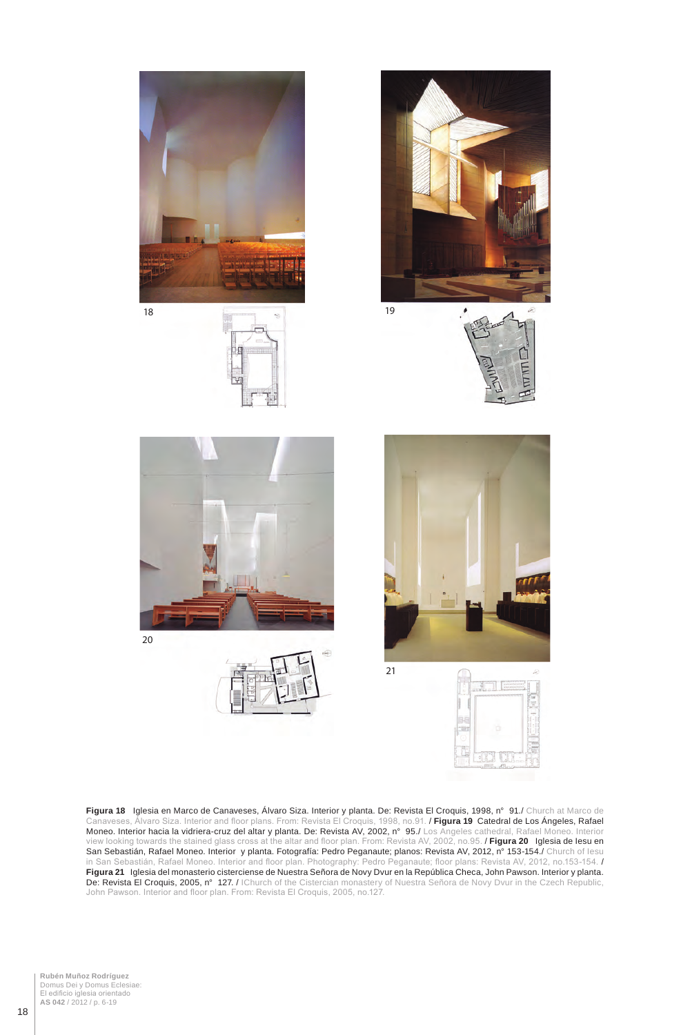18

19

20

21

**Figura 18** Iglesia en Marco de Canaveses, Álvaro Siza. Interior y planta. De: Revista El Croquis, 1998, n° 91./ Church at Marco de Canaveses, Álvaro Siza. Interior and floor plans. From: Revista El Croquis, 1998, no.91. / **Figura 19** Catedral de Los Ángeles, Rafael Moneo. Interior hacia la vidriera-cruz del altar y planta. De: Revista AV, 2002, n° 95./ Los Angeles cathedral, Rafael Moneo. Interior view looking towards the stained glass cross at the altar and floor plan. From: Revista AV, 2002, no.95. / **Figura 20** Iglesia de Iesu en San Sebastián, Rafael Moneo. Interior y planta. Fotografía: Pedro Peganaute; planos: Revista AV, 2012, n° 153-154./ Church of Iesu in San Sebastián, Rafael Moneo. Interior and floor plan. Photography: Pedro Peganaute; floor plans: Revista AV, 2012, no.153-154. / **Figura 21** Iglesia del monasterio cisterciense de Nuestra Señora de Novy Dvur en la República Checa, John Pawson. Interior y planta. De: Revista El Croquis, 2005, n° 127. / IChurch of the Cistercian monastery of Nuestra Señora de Novy Dvur in the Czech Republic, John Pawson. Interior and floor plan. From: Revista El Croquis, 2005, no.127.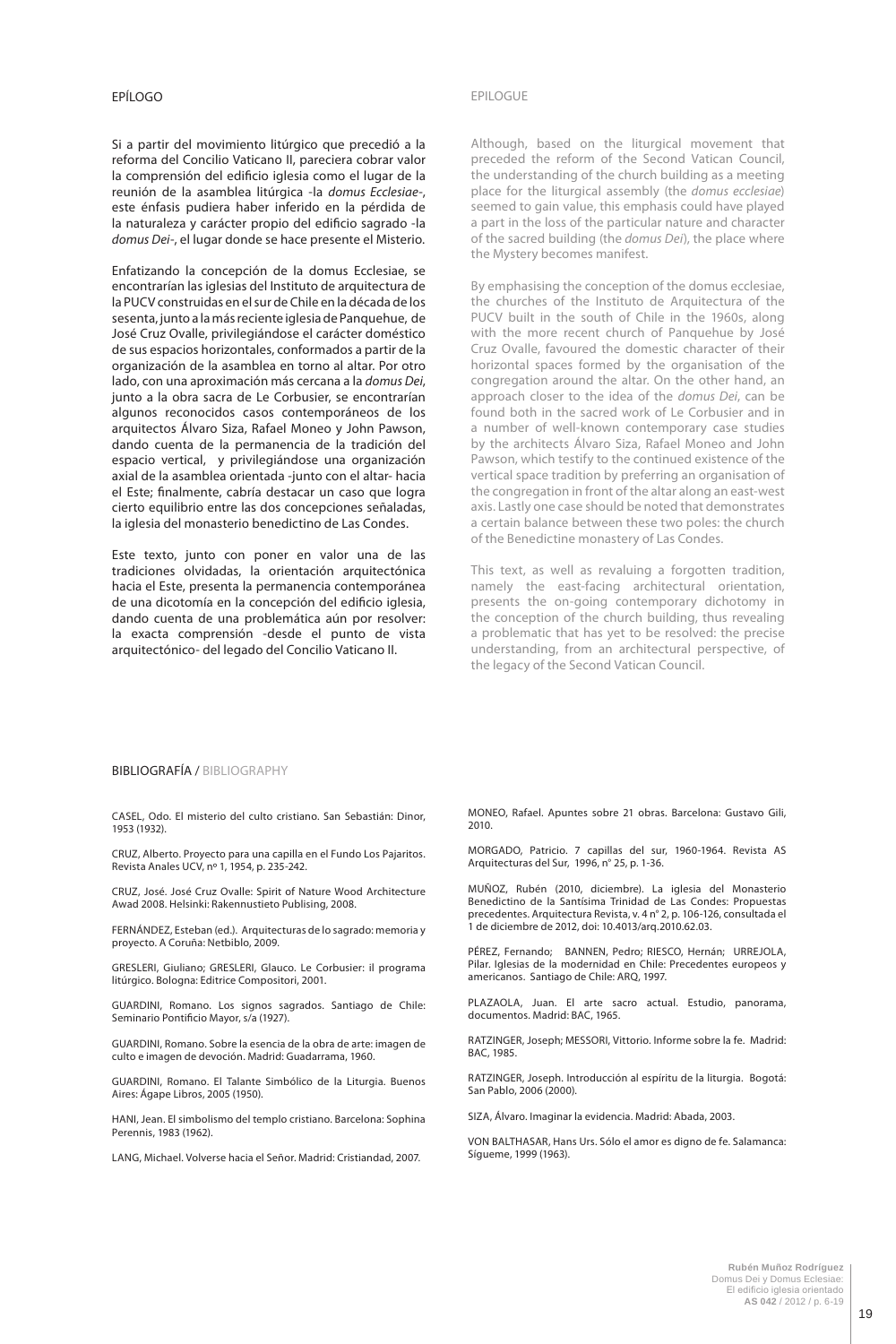## EPÍLOGO

Si a partir del movimiento litúrgico que precedió a la reforma del Concilio Vaticano II, pareciera cobrar valor la comprensión del edificio iglesia como el lugar de la reunión de la asamblea litúrgica -la *domus Ecclesiae*-, este énfasis pudiera haber inferido en la pérdida de la naturaleza y carácter propio del edificio sagrado -la *domus Dei*-, el lugar donde se hace presente el Misterio.

Enfatizando la concepción de la domus Ecclesiae, se encontrarían las iglesias del Instituto de arquitectura de la PUCV construidas en el sur de Chile en la década de los sesenta, junto a la más reciente iglesia de Panquehue, de José Cruz Ovalle, privilegiándose el carácter doméstico de sus espacios horizontales, conformados a partir de la organización de la asamblea en torno al altar. Por otro lado, con una aproximación más cercana a la *domus Dei*, junto a la obra sacra de Le Corbusier, se encontrarían algunos reconocidos casos contemporáneos de los arquitectos Álvaro Siza, Rafael Moneo y John Pawson, dando cuenta de la permanencia de la tradición del espacio vertical, y privilegiándose una organización axial de la asamblea orientada -junto con el altar- hacia el Este; finalmente, cabría destacar un caso que logra cierto equilibrio entre las dos concepciones señaladas, la iglesia del monasterio benedictino de Las Condes.

Este texto, junto con poner en valor una de las tradiciones olvidadas, la orientación arquitectónica hacia el Este, presenta la permanencia contemporánea de una dicotomía en la concepción del edificio iglesia, dando cuenta de una problemática aún por resolver: la exacta comprensión -desde el punto de vista arquitectónico- del legado del Concilio Vaticano II.

## EPILOGUE

Although, based on the liturgical movement that preceded the reform of the Second Vatican Council, the understanding of the church building as a meeting place for the liturgical assembly (the *domus ecclesiae*) seemed to gain value, this emphasis could have played a part in the loss of the particular nature and character of the sacred building (the *domus Dei*), the place where the Mystery becomes manifest.

By emphasising the conception of the domus ecclesiae, the churches of the Instituto de Arquitectura of the PUCV built in the south of Chile in the 1960s, along with the more recent church of Panquehue by José Cruz Ovalle, favoured the domestic character of their horizontal spaces formed by the organisation of the congregation around the altar. On the other hand, an approach closer to the idea of the *domus Dei*, can be found both in the sacred work of Le Corbusier and in a number of well-known contemporary case studies by the architects Álvaro Siza, Rafael Moneo and John Pawson, which testify to the continued existence of the vertical space tradition by preferring an organisation of the congregation in front of the altar along an east-west axis. Lastly one case should be noted that demonstrates a certain balance between these two poles: the church of the Benedictine monastery of Las Condes.

This text, as well as revaluing a forgotten tradition, namely the east-facing architectural orientation, presents the on-going contemporary dichotomy in the conception of the church building, thus revealing a problematic that has yet to be resolved: the precise understanding, from an architectural perspective, of the legacy of the Second Vatican Council.

## BIBLIOGRAFÍA / BIBLIOGRAPHY

CASEL, Odo. El misterio del culto cristiano. San Sebastián: Dinor, 1953 (1932).

CRUZ, Alberto. Proyecto para una capilla en el Fundo Los Pajaritos. Revista Anales UCV, nº 1, 1954, p. 235-242.

CRUZ, José. José Cruz Ovalle: Spirit of Nature Wood Architecture Awad 2008. Helsinki: Rakennustieto Publising, 2008.

FERNÁNDEZ, Esteban (ed.). Arquitecturas de lo sagrado: memoria y proyecto. A Coruña: Netbiblo, 2009.

GRESLERI, Giuliano; GRESLERI, Glauco. Le Corbusier: il programma litúrgico. Bologna: Editrice Compositori, 2001.

GUARDINI, Romano. Los signos sagrados. Santiago de Chile: Seminario Pontificio Mayor, s/a (1927).

GUARDINI, Romano. Sobre la esencia de la obra de arte: imagen de culto e imagen de devoción. Madrid: Guadarrama, 1960.

GUARDINI, Romano. El Talante Simbólico de la Liturgia. Buenos Aires: Ágape Libros, 2005 (1950).

HANI, Jean. El simbolismo del templo cristiano. Barcelona: Sophina Perennis, 1983 (1962).

LANG, Michael. Volverse hacia el Señor. Madrid: Cristiandad, 2007.

MONEO, Rafael. Apuntes sobre 21 obras. Barcelona: Gustavo Gili, 2010.

MORGADO, Patricio. 7 capillas del sur, 1960-1964. Revista AS Arquitecturas del Sur, 1996, n° 25, p. 1-36.

MUÑOZ, Rubén (2010, diciembre). La iglesia del Monasterio Benedictino de la Santísima Trinidad de Las Condes: Propuestas precedentes. Arquitectura Revista, v. 4 n° 2, p. 106-126, consultada el 1 de diciembre de 2012, doi: 10.4013/arq.2010.62.03.

PÉREZ, Fernando; BANNEN, Pedro; RIESCO, Hernán; URREJOLA, Pilar. Iglesias de la modernidad en Chile: Precedentes europeos y americanos. Santiago de Chile: ARQ, 1997.

PLAZAOLA, Juan. El arte sacro actual. Estudio, panorama, documentos. Madrid: BAC, 1965.

RATZINGER, Joseph; MESSORI, Vittorio. Informe sobre la fe. Madrid: BAC, 1985.

RATZINGER, Joseph. Introducción al espíritu de la liturgia. Bogotá: San Pablo, 2006 (2000).

SIZA, Álvaro. Imaginar la evidencia. Madrid: Abada, 2003.

VON BALTHASAR, Hans Urs. Sólo el amor es digno de fe. Salamanca: Sígueme, 1999 (1963).